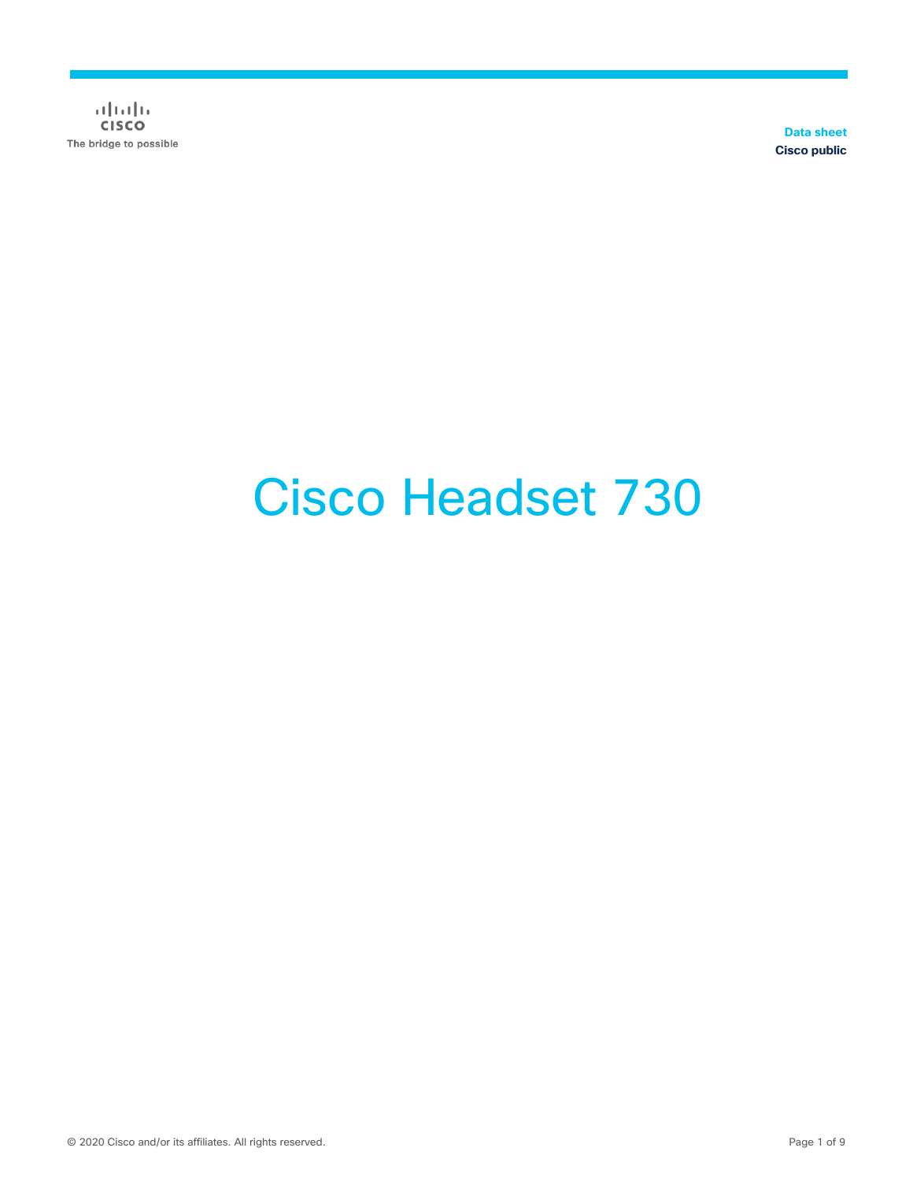Cisco
The bridge to possible

Data sheet
Cisco public

# Cisco Headset 730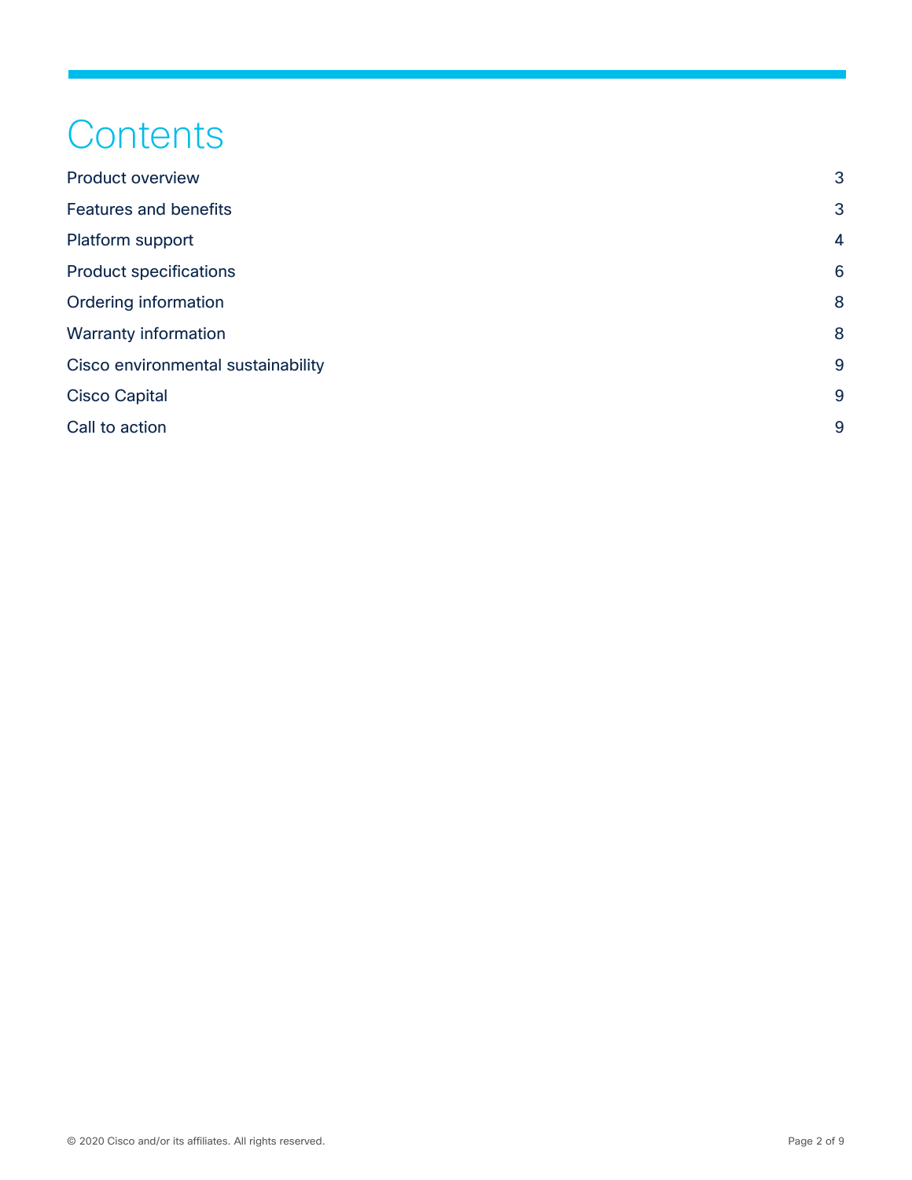# Contents

| | |
|---|---|
| Product overview | 3 |
| Features and benefits | 3 |
| Platform support | 4 |
| Product specifications | 6 |
| Ordering information | 8 |
| Warranty information | 8 |
| Cisco environmental sustainability | 9 |
| Cisco Capital | 9 |
| Call to action | 9 |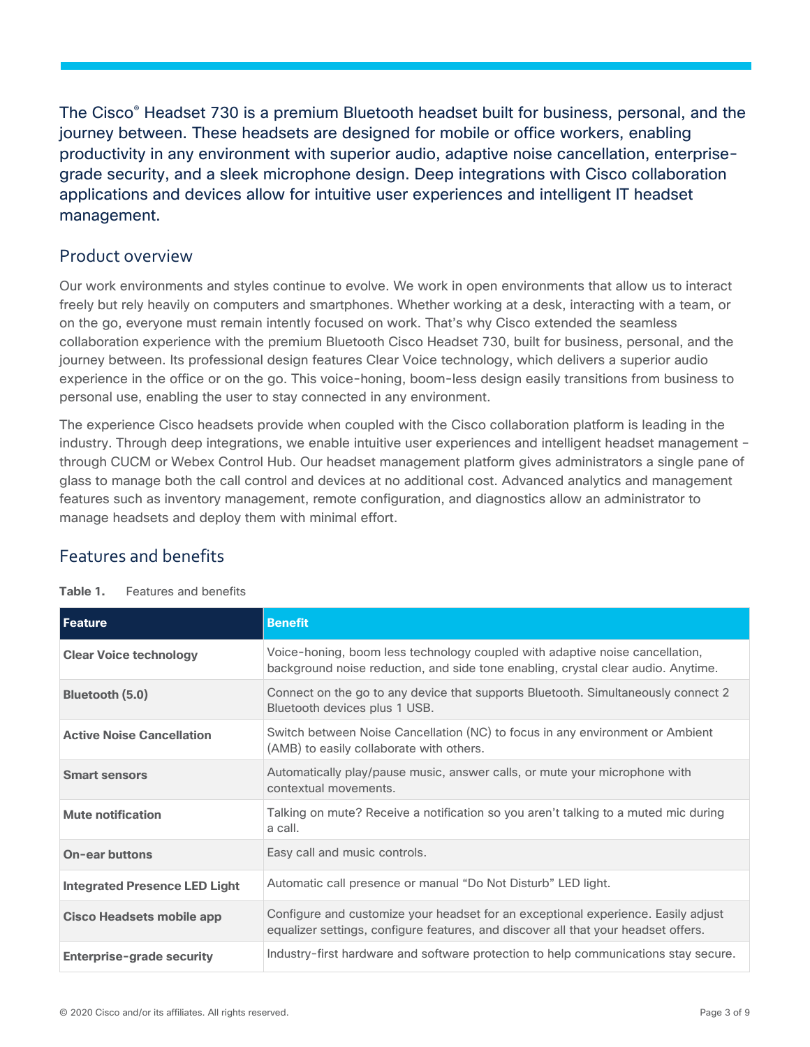The Cisco® Headset 730 is a premium Bluetooth headset built for business, personal, and the journey between. These headsets are designed for mobile or office workers, enabling productivity in any environment with superior audio, adaptive noise cancellation, enterprise-grade security, and a sleek microphone design. Deep integrations with Cisco collaboration applications and devices allow for intuitive user experiences and intelligent IT headset management.

## Product overview

Our work environments and styles continue to evolve. We work in open environments that allow us to interact freely but rely heavily on computers and smartphones. Whether working at a desk, interacting with a team, or on the go, everyone must remain intently focused on work. That's why Cisco extended the seamless collaboration experience with the premium Bluetooth Cisco Headset 730, built for business, personal, and the journey between. Its professional design features Clear Voice technology, which delivers a superior audio experience in the office or on the go. This voice-honing, boom-less design easily transitions from business to personal use, enabling the user to stay connected in any environment.

The experience Cisco headsets provide when coupled with the Cisco collaboration platform is leading in the industry. Through deep integrations, we enable intuitive user experiences and intelligent headset management – through CUCM or Webex Control Hub. Our headset management platform gives administrators a single pane of glass to manage both the call control and devices at no additional cost. Advanced analytics and management features such as inventory management, remote configuration, and diagnostics allow an administrator to manage headsets and deploy them with minimal effort.

## Features and benefits

**Table 1.** Features and benefits

| Feature | Benefit |
| --- | --- |
| **Clear Voice technology** | Voice-honing, boom less technology coupled with adaptive noise cancellation, background noise reduction, and side tone enabling, crystal clear audio. Anytime. |
| **Bluetooth (5.0)** | Connect on the go to any device that supports Bluetooth. Simultaneously connect 2 Bluetooth devices plus 1 USB. |
| **Active Noise Cancellation** | Switch between Noise Cancellation (NC) to focus in any environment or Ambient (AMB) to easily collaborate with others. |
| **Smart sensors** | Automatically play/pause music, answer calls, or mute your microphone with contextual movements. |
| **Mute notification** | Talking on mute? Receive a notification so you aren't talking to a muted mic during a call. |
| **On-ear buttons** | Easy call and music controls. |
| **Integrated Presence LED Light** | Automatic call presence or manual "Do Not Disturb" LED light. |
| **Cisco Headsets mobile app** | Configure and customize your headset for an exceptional experience. Easily adjust equalizer settings, configure features, and discover all that your headset offers. |
| **Enterprise-grade security** | Industry-first hardware and software protection to help communications stay secure. |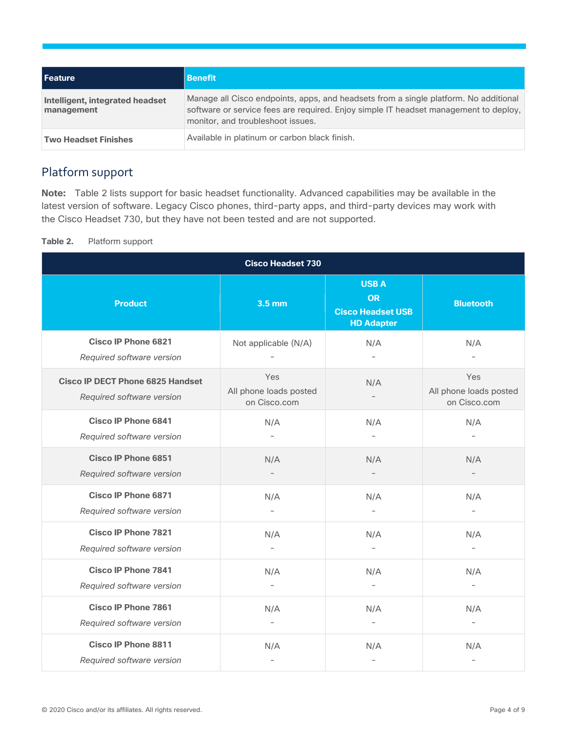| Feature | Benefit |
| --- | --- |
| **Intelligent, integrated headset management** | Manage all Cisco endpoints, apps, and headsets from a single platform. No additional software or service fees are required. Enjoy simple IT headset management to deploy, monitor, and troubleshoot issues. |
| **Two Headset Finishes** | Available in platinum or carbon black finish. |

## Platform support

**Note:** Table 2 lists support for basic headset functionality. Advanced capabilities may be available in the latest version of software. Legacy Cisco phones, third-party apps, and third-party devices may work with the Cisco Headset 730, but they have not been tested and are not supported.

**Table 2.** Platform support

| Cisco Headset 730 | | | |
| --- | --- | --- | --- |
| **Product** | **3.5 mm** | **USB A OR Cisco Headset USB HD Adapter** | **Bluetooth** |
| **Cisco IP Phone 6821**<br>*Required software version* | Not applicable (N/A)<br>- | N/A<br>- | N/A<br>- |
| **Cisco IP DECT Phone 6825 Handset**<br>*Required software version* | Yes<br>All phone loads posted on Cisco.com | N/A<br>- | Yes<br>All phone loads posted on Cisco.com |
| **Cisco IP Phone 6841**<br>*Required software version* | N/A<br>- | N/A<br>- | N/A<br>- |
| **Cisco IP Phone 6851**<br>*Required software version* | N/A<br>- | N/A<br>- | N/A<br>- |
| **Cisco IP Phone 6871**<br>*Required software version* | N/A<br>- | N/A<br>- | N/A<br>- |
| **Cisco IP Phone 7821**<br>*Required software version* | N/A<br>- | N/A<br>- | N/A<br>- |
| **Cisco IP Phone 7841**<br>*Required software version* | N/A<br>- | N/A<br>- | N/A<br>- |
| **Cisco IP Phone 7861**<br>*Required software version* | N/A<br>- | N/A<br>- | N/A<br>- |
| **Cisco IP Phone 8811**<br>*Required software version* | N/A<br>- | N/A<br>- | N/A<br>- |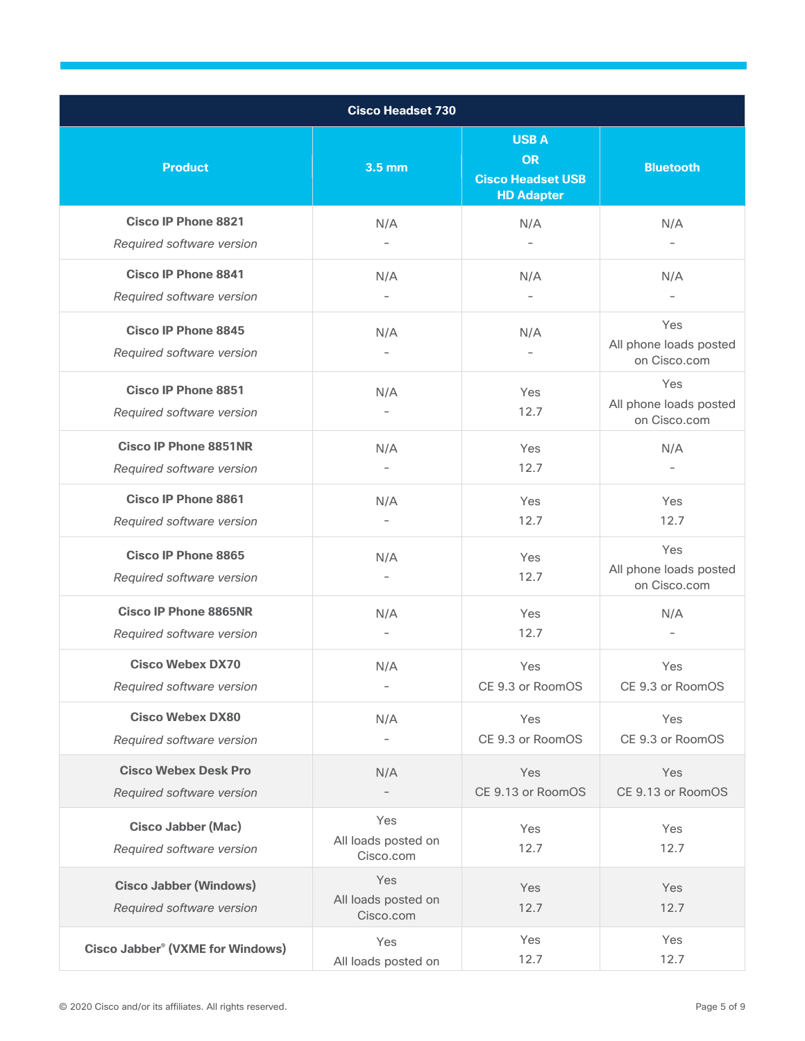| Cisco Headset 730 | | | |
|---|---|---|---|
| **Product** | **3.5 mm** | **USB A OR Cisco Headset USB HD Adapter** | **Bluetooth** |
| **Cisco IP Phone 8821**<br>*Required software version* | N/A<br>– | N/A<br>– | N/A<br>– |
| **Cisco IP Phone 8841**<br>*Required software version* | N/A<br>– | N/A<br>– | N/A<br>– |
| **Cisco IP Phone 8845**<br>*Required software version* | N/A<br>– | N/A<br>– | Yes<br>All phone loads posted on Cisco.com |
| **Cisco IP Phone 8851**<br>*Required software version* | N/A<br>– | Yes<br>12.7 | Yes<br>All phone loads posted on Cisco.com |
| **Cisco IP Phone 8851NR**<br>*Required software version* | N/A<br>– | Yes<br>12.7 | N/A<br>– |
| **Cisco IP Phone 8861**<br>*Required software version* | N/A<br>– | Yes<br>12.7 | Yes<br>12.7 |
| **Cisco IP Phone 8865**<br>*Required software version* | N/A<br>– | Yes<br>12.7 | Yes<br>All phone loads posted on Cisco.com |
| **Cisco IP Phone 8865NR**<br>*Required software version* | N/A<br>– | Yes<br>12.7 | N/A<br>– |
| **Cisco Webex DX70**<br>*Required software version* | N/A<br>– | Yes<br>CE 9.3 or RoomOS | Yes<br>CE 9.3 or RoomOS |
| **Cisco Webex DX80**<br>*Required software version* | N/A<br>– | Yes<br>CE 9.3 or RoomOS | Yes<br>CE 9.3 or RoomOS |
| **Cisco Webex Desk Pro**<br>*Required software version* | N/A<br>– | Yes<br>CE 9.13 or RoomOS | Yes<br>CE 9.13 or RoomOS |
| **Cisco Jabber (Mac)**<br>*Required software version* | Yes<br>All loads posted on Cisco.com | Yes<br>12.7 | Yes<br>12.7 |
| **Cisco Jabber (Windows)**<br>*Required software version* | Yes<br>All loads posted on Cisco.com | Yes<br>12.7 | Yes<br>12.7 |
| **Cisco Jabber® (VXME for Windows)** | Yes<br>All loads posted on | Yes<br>12.7 | Yes<br>12.7 |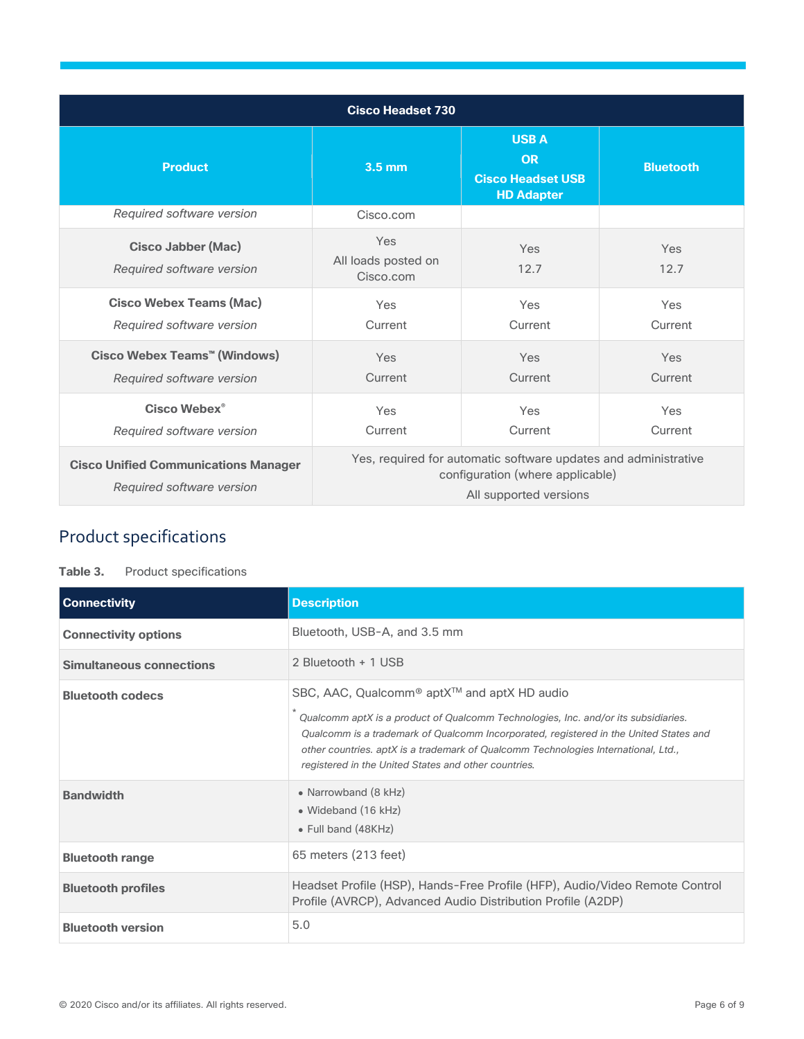| Cisco Headset 730 | | | |
|---|---|---|---|
| **Product** | **3.5 mm** | **USB A OR Cisco Headset USB HD Adapter** | **Bluetooth** |
| *Required software version* | Cisco.com | | |
| **Cisco Jabber (Mac)** *Required software version* | Yes All loads posted on Cisco.com | Yes 12.7 | Yes 12.7 |
| **Cisco Webex Teams (Mac)** *Required software version* | Yes Current | Yes Current | Yes Current |
| **Cisco Webex Teams™ (Windows)** *Required software version* | Yes Current | Yes Current | Yes Current |
| **Cisco Webex®** *Required software version* | Yes Current | Yes Current | Yes Current |
| **Cisco Unified Communications Manager** *Required software version* | Yes, required for automatic software updates and administrative configuration (where applicable) All supported versions | | |

## Product specifications

**Table 3.** Product specifications

| Connectivity | Description |
|---|---|
| **Connectivity options** | Bluetooth, USB-A, and 3.5 mm |
| **Simultaneous connections** | 2 Bluetooth + 1 USB |
| **Bluetooth codecs** | SBC, AAC, Qualcomm® aptX™ and aptX HD audio <br> * *Qualcomm aptX is a product of Qualcomm Technologies, Inc. and/or its subsidiaries. Qualcomm is a trademark of Qualcomm Incorporated, registered in the United States and other countries. aptX is a trademark of Qualcomm Technologies International, Ltd., registered in the United States and other countries.* |
| **Bandwidth** | • Narrowband (8 kHz) <br> • Wideband (16 kHz) <br> • Full band (48KHz) |
| **Bluetooth range** | 65 meters (213 feet) |
| **Bluetooth profiles** | Headset Profile (HSP), Hands-Free Profile (HFP), Audio/Video Remote Control Profile (AVRCP), Advanced Audio Distribution Profile (A2DP) |
| **Bluetooth version** | 5.0 |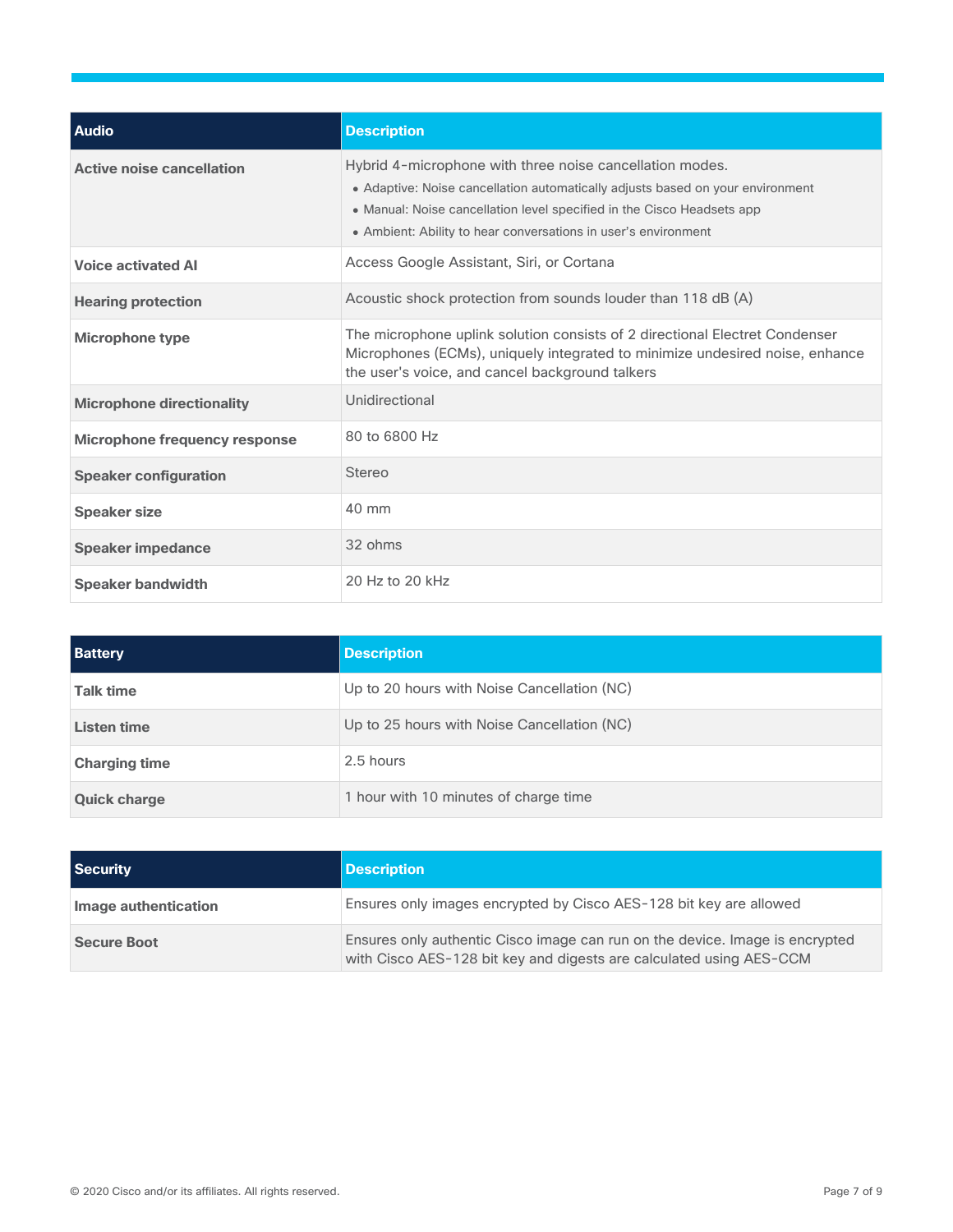| Audio | Description |
|---|---|
| **Active noise cancellation** | Hybrid 4-microphone with three noise cancellation modes.<br>• Adaptive: Noise cancellation automatically adjusts based on your environment<br>• Manual: Noise cancellation level specified in the Cisco Headsets app<br>• Ambient: Ability to hear conversations in user's environment |
| **Voice activated AI** | Access Google Assistant, Siri, or Cortana |
| **Hearing protection** | Acoustic shock protection from sounds louder than 118 dB (A) |
| **Microphone type** | The microphone uplink solution consists of 2 directional Electret Condenser Microphones (ECMs), uniquely integrated to minimize undesired noise, enhance the user's voice, and cancel background talkers |
| **Microphone directionality** | Unidirectional |
| **Microphone frequency response** | 80 to 6800 Hz |
| **Speaker configuration** | Stereo |
| **Speaker size** | 40 mm |
| **Speaker impedance** | 32 ohms |
| **Speaker bandwidth** | 20 Hz to 20 kHz |

| Battery | Description |
|---|---|
| **Talk time** | Up to 20 hours with Noise Cancellation (NC) |
| **Listen time** | Up to 25 hours with Noise Cancellation (NC) |
| **Charging time** | 2.5 hours |
| **Quick charge** | 1 hour with 10 minutes of charge time |

| Security | Description |
|---|---|
| **Image authentication** | Ensures only images encrypted by Cisco AES-128 bit key are allowed |
| **Secure Boot** | Ensures only authentic Cisco image can run on the device. Image is encrypted with Cisco AES-128 bit key and digests are calculated using AES-CCM |

© 2020 Cisco and/or its affiliates. All rights reserved.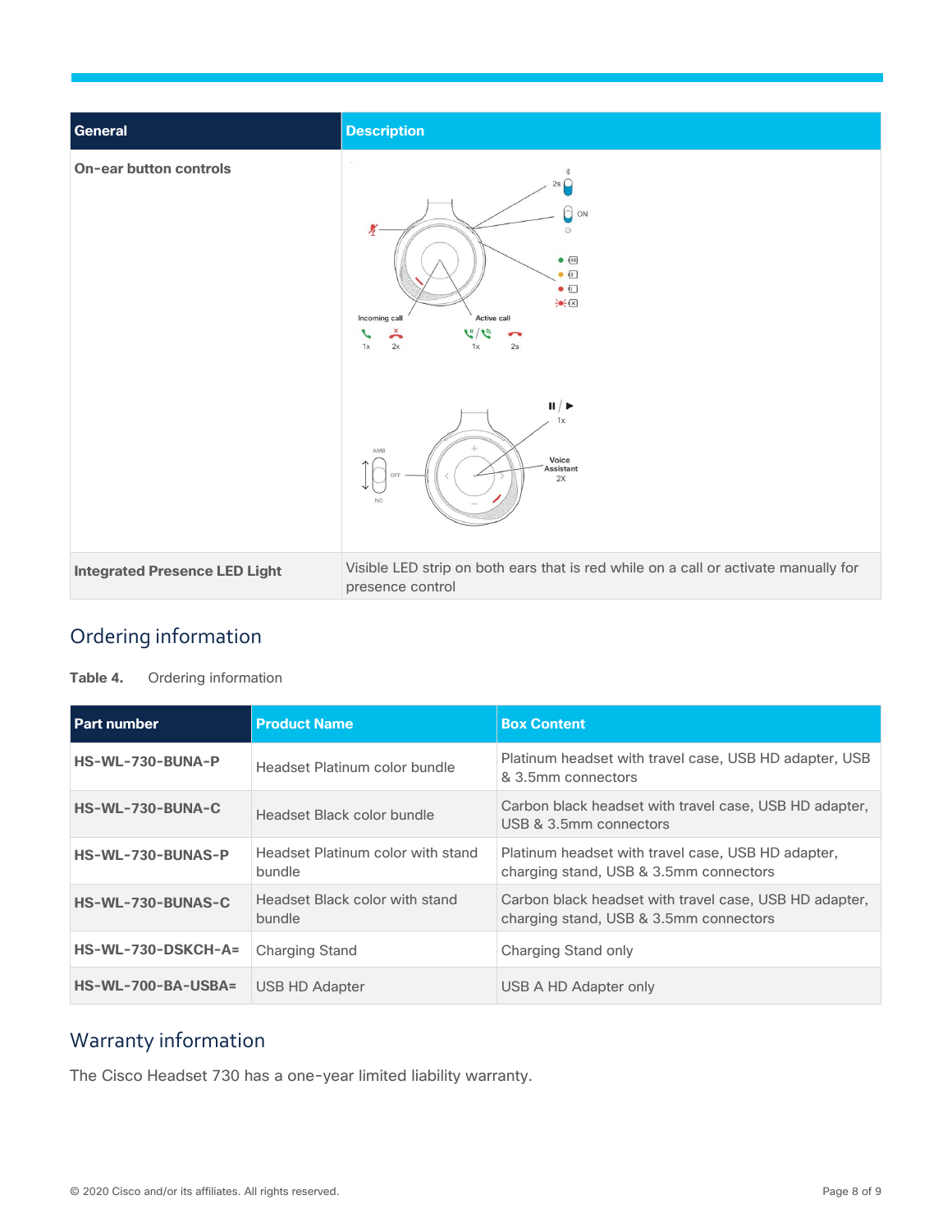| General | Description |
| --- | --- |
| **On-ear button controls** | Incoming call 1x 2x Active call 1x 2s ON 2s AMB OFF NC 1x Voice Assistant 2X |
| **Integrated Presence LED Light** | Visible LED strip on both ears that is red while on a call or activate manually for presence control |

## Ordering information

**Table 4.** Ordering information

| Part number | Product Name | Box Content |
| --- | --- | --- |
| **HS-WL-730-BUNA-P** | Headset Platinum color bundle | Platinum headset with travel case, USB HD adapter, USB & 3.5mm connectors |
| **HS-WL-730-BUNA-C** | Headset Black color bundle | Carbon black headset with travel case, USB HD adapter, USB & 3.5mm connectors |
| **HS-WL-730-BUNAS-P** | Headset Platinum color with stand bundle | Platinum headset with travel case, USB HD adapter, charging stand, USB & 3.5mm connectors |
| **HS-WL-730-BUNAS-C** | Headset Black color with stand bundle | Carbon black headset with travel case, USB HD adapter, charging stand, USB & 3.5mm connectors |
| **HS-WL-730-DSKCH-A=** | Charging Stand | Charging Stand only |
| **HS-WL-700-BA-USBA=** | USB HD Adapter | USB A HD Adapter only |

## Warranty information

The Cisco Headset 730 has a one-year limited liability warranty.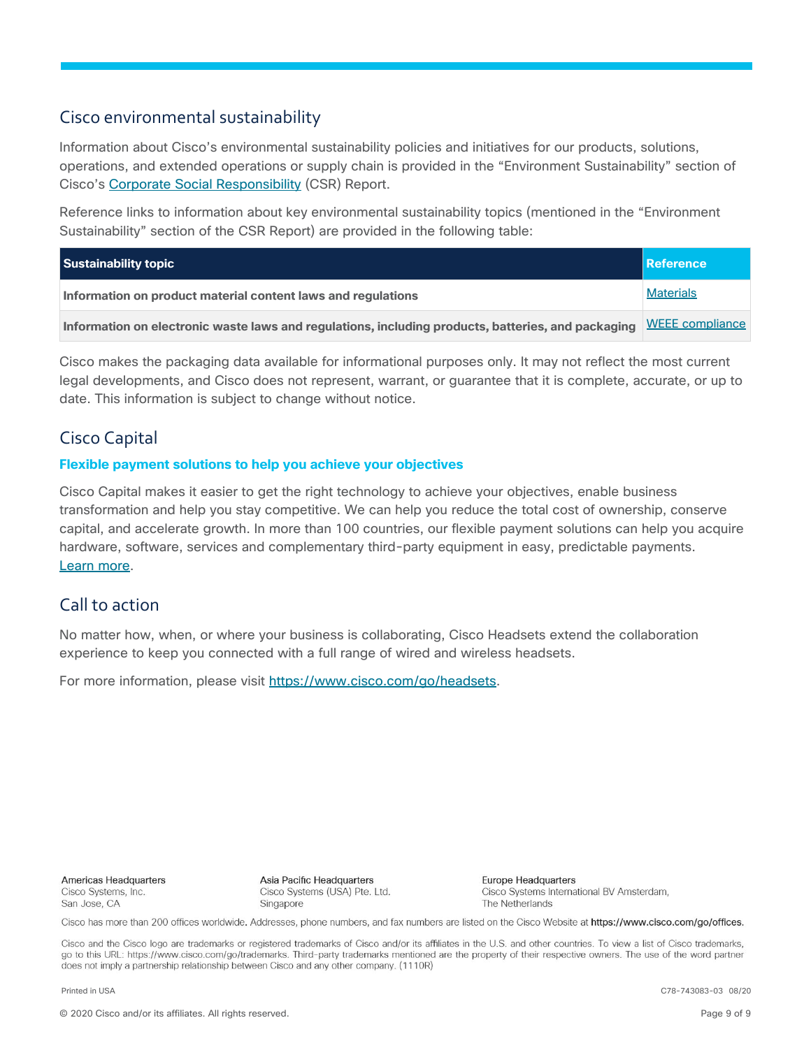## Cisco environmental sustainability

Information about Cisco's environmental sustainability policies and initiatives for our products, solutions, operations, and extended operations or supply chain is provided in the "Environment Sustainability" section of Cisco's Corporate Social Responsibility (CSR) Report.

Reference links to information about key environmental sustainability topics (mentioned in the "Environment Sustainability" section of the CSR Report) are provided in the following table:

| Sustainability topic | Reference |
| --- | --- |
| **Information on product material content laws and regulations** | Materials |
| **Information on electronic waste laws and regulations, including products, batteries, and packaging** | WEEE compliance |

Cisco makes the packaging data available for informational purposes only. It may not reflect the most current legal developments, and Cisco does not represent, warrant, or guarantee that it is complete, accurate, or up to date. This information is subject to change without notice.

## Cisco Capital

### Flexible payment solutions to help you achieve your objectives

Cisco Capital makes it easier to get the right technology to achieve your objectives, enable business transformation and help you stay competitive. We can help you reduce the total cost of ownership, conserve capital, and accelerate growth. In more than 100 countries, our flexible payment solutions can help you acquire hardware, software, services and complementary third-party equipment in easy, predictable payments. Learn more.

## Call to action

No matter how, when, or where your business is collaborating, Cisco Headsets extend the collaboration experience to keep you connected with a full range of wired and wireless headsets.

For more information, please visit https://www.cisco.com/go/headsets.

Americas Headquarters
Cisco Systems, Inc.
San Jose, CA

Asia Pacific Headquarters
Cisco Systems (USA) Pte. Ltd.
Singapore

Europe Headquarters
Cisco Systems International BV Amsterdam,
The Netherlands

Cisco has more than 200 offices worldwide. Addresses, phone numbers, and fax numbers are listed on the Cisco Website at https://www.cisco.com/go/offices.

Cisco and the Cisco logo are trademarks or registered trademarks of Cisco and/or its affiliates in the U.S. and other countries. To view a list of Cisco trademarks, go to this URL: https://www.cisco.com/go/trademarks. Third-party trademarks mentioned are the property of their respective owners. The use of the word partner does not imply a partnership relationship between Cisco and any other company. (1110R)

Printed in USA

C78-743083-03 08/20

© 2020 Cisco and/or its affiliates. All rights reserved.